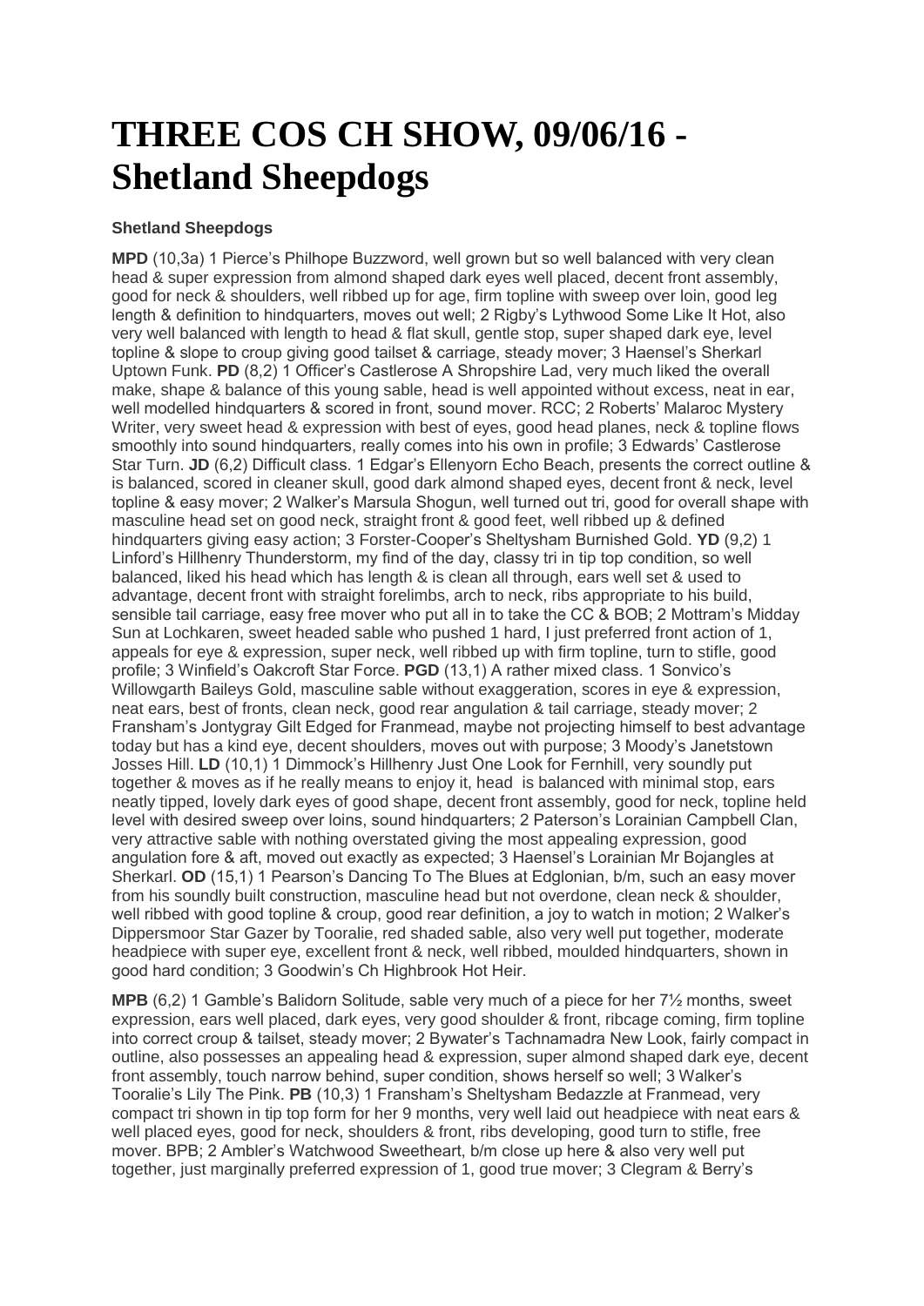# THREE COS CH SHOW, 09/06/16 - Shetland Sheepdogs

**Shetland Sheepdogs**

**MPD** (10,3a) 1 Pierce's Philhope Buzzword, well grown but so well balanced with very clean head & super expression from almond shaped dark eyes well placed, decent front assembly, good for neck & shoulders, well ribbed up for age, firm topline with sweep over loin, good leg length & definition to hindquarters, moves out well; 2 Rigby's Lythwood Some Like It Hot, also very well balanced with length to head & flat skull, gentle stop, super shaped dark eye, level topline & slope to croup giving good tailset & carriage, steady mover; 3 Haensel's Sherkarl Uptown Funk. **PD** (8,2) 1 Officer's Castlerose A Shropshire Lad, very much liked the overall make, shape & balance of this young sable, head is well appointed without excess, neat in ear, well modelled hindquarters & scored in front, sound mover. RCC; 2 Roberts' Malaroc Mystery Writer, very sweet head & expression with best of eyes, good head planes, neck & topline flows smoothly into sound hindquarters, really comes into his own in profile; 3 Edwards' Castlerose Star Turn. **JD** (6,2) Difficult class. 1 Edgar's Ellenyorn Echo Beach, presents the correct outline & is balanced, scored in cleaner skull, good dark almond shaped eyes, decent front & neck, level topline & easy mover; 2 Walker's Marsula Shogun, well turned out tri, good for overall shape with masculine head set on good neck, straight front & good feet, well ribbed up & defined hindquarters giving easy action; 3 Forster-Cooper's Sheltysham Burnished Gold. **YD** (9,2) 1 Linford's Hillhenry Thunderstorm, my find of the day, classy tri in tip top condition, so well balanced, liked his head which has length & is clean all through, ears well set & used to advantage, decent front with straight forelimbs, arch to neck, ribs appropriate to his build, sensible tail carriage, easy free mover who put all in to take the CC & BOB; 2 Mottram's Midday Sun at Lochkaren, sweet headed sable who pushed 1 hard, I just preferred front action of 1, appeals for eye & expression, super neck, well ribbed up with firm topline, turn to stifle, good profile; 3 Winfield's Oakcroft Star Force. **PGD** (13,1) A rather mixed class. 1 Sonvico's Willowgarth Baileys Gold, masculine sable without exaggeration, scores in eye & expression, neat ears, best of fronts, clean neck, good rear angulation & tail carriage, steady mover; 2 Fransham's Jontygray Gilt Edged for Franmead, maybe not projecting himself to best advantage today but has a kind eye, decent shoulders, moves out with purpose; 3 Moody's Janetstown Josses Hill. **LD** (10,1) 1 Dimmock's Hillhenry Just One Look for Fernhill, very soundly put together & moves as if he really means to enjoy it, head is balanced with minimal stop, ears neatly tipped, lovely dark eyes of good shape, decent front assembly, good for neck, topline held level with desired sweep over loins, sound hindquarters; 2 Paterson's Lorainian Campbell Clan, very attractive sable with nothing overstated giving the most appealing expression, good angulation fore & aft, moved out exactly as expected; 3 Haensel's Lorainian Mr Bojangles at Sherkarl. **OD** (15,1) 1 Pearson's Dancing To The Blues at Edglonian, b/m, such an easy mover from his soundly built construction, masculine head but not overdone, clean neck & shoulder, well ribbed with good topline & croup, good rear definition, a joy to watch in motion; 2 Walker's Dippersmoor Star Gazer by Tooralie, red shaded sable, also very well put together, moderate headpiece with super eye, excellent front & neck, well ribbed, moulded hindquarters, shown in good hard condition; 3 Goodwin's Ch Highbrook Hot Heir.

**MPB** (6,2) 1 Gamble's Balidorn Solitude, sable very much of a piece for her 7½ months, sweet expression, ears well placed, dark eyes, very good shoulder & front, ribcage coming, firm topline into correct croup & tailset, steady mover; 2 Bywater's Tachnamadra New Look, fairly compact in outline, also possesses an appealing head & expression, super almond shaped dark eye, decent front assembly, touch narrow behind, super condition, shows herself so well; 3 Walker's Tooralie's Lily The Pink. **PB** (10,3) 1 Fransham's Sheltysham Bedazzle at Franmead, very compact tri shown in tip top form for her 9 months, very well laid out headpiece with neat ears & well placed eyes, good for neck, shoulders & front, ribs developing, good turn to stifle, free mover. BPB; 2 Ambler's Watchwood Sweetheart, b/m close up here & also very well put together, just marginally preferred expression of 1, good true mover; 3 Clegram & Berry's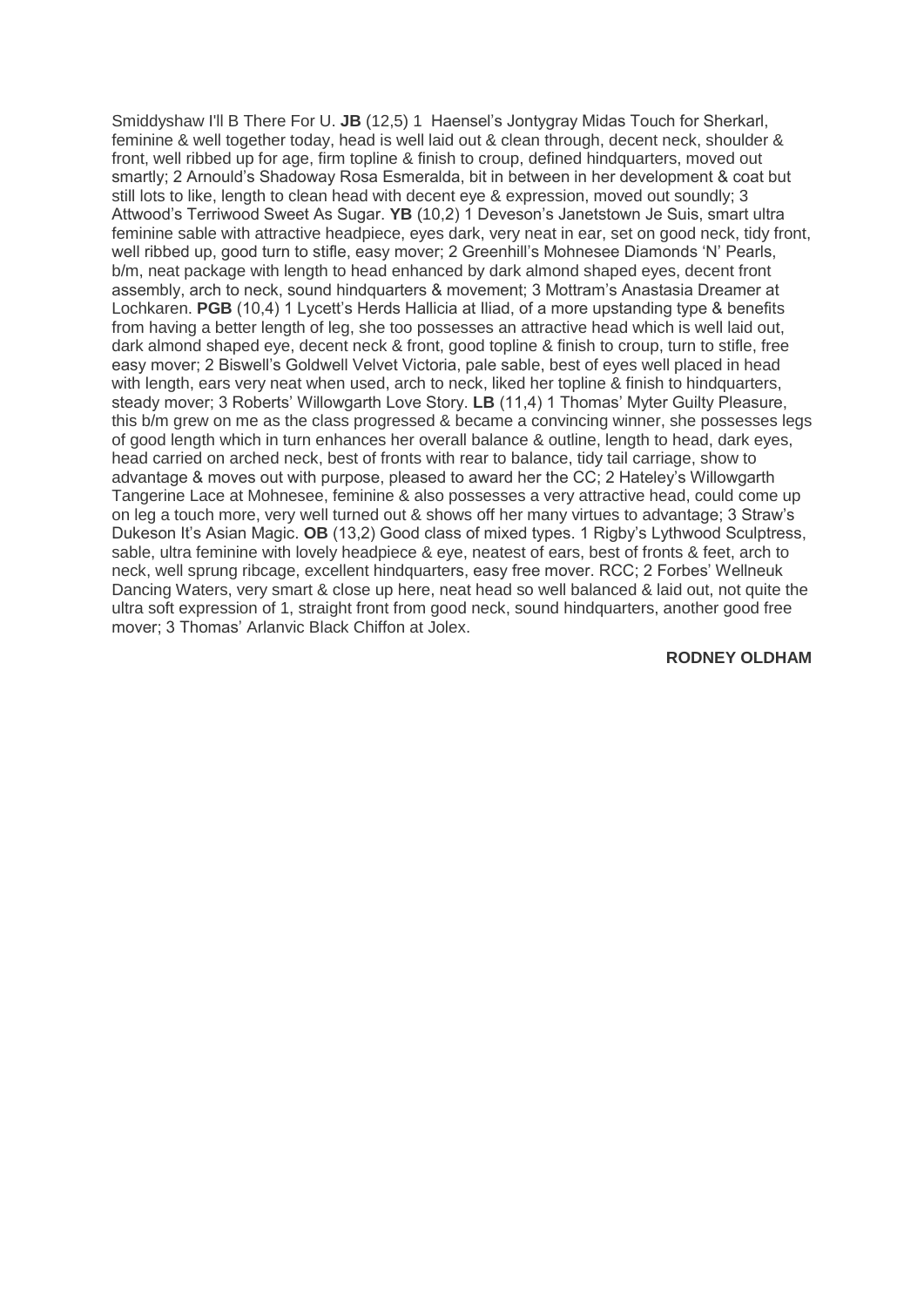Smiddyshaw I'll B There For U. **JB** (12,5) 1 Haensel's Jontygray Midas Touch for Sherkarl, feminine & well together today, head is well laid out & clean through, decent neck, shoulder & front, well ribbed up for age, firm topline & finish to croup, defined hindquarters, moved out smartly; 2 Arnould's Shadoway Rosa Esmeralda, bit in between in her development & coat but still lots to like, length to clean head with decent eye & expression, moved out soundly; 3 Attwood's Terriwood Sweet As Sugar. **YB** (10,2) 1 Deveson's Janetstown Je Suis, smart ultra feminine sable with attractive headpiece, eyes dark, very neat in ear, set on good neck, tidy front, well ribbed up, good turn to stifle, easy mover; 2 Greenhill's Mohnesee Diamonds 'N' Pearls, b/m, neat package with length to head enhanced by dark almond shaped eyes, decent front assembly, arch to neck, sound hindquarters & movement; 3 Mottram's Anastasia Dreamer at Lochkaren. **PGB** (10,4) 1 Lycett's Herds Hallicia at Iliad, of a more upstanding type & benefits from having a better length of leg, she too possesses an attractive head which is well laid out, dark almond shaped eye, decent neck & front, good topline & finish to croup, turn to stifle, free easy mover; 2 Biswell's Goldwell Velvet Victoria, pale sable, best of eyes well placed in head with length, ears very neat when used, arch to neck, liked her topline & finish to hindquarters, steady mover; 3 Roberts' Willowgarth Love Story. **LB** (11,4) 1 Thomas' Myter Guilty Pleasure, this b/m grew on me as the class progressed & became a convincing winner, she possesses legs of good length which in turn enhances her overall balance & outline, length to head, dark eyes, head carried on arched neck, best of fronts with rear to balance, tidy tail carriage, show to advantage & moves out with purpose, pleased to award her the CC; 2 Hateley's Willowgarth Tangerine Lace at Mohnesee, feminine & also possesses a very attractive head, could come up on leg a touch more, very well turned out & shows off her many virtues to advantage; 3 Straw's Dukeson It's Asian Magic. **OB** (13,2) Good class of mixed types. 1 Rigby's Lythwood Sculptress, sable, ultra feminine with lovely headpiece & eye, neatest of ears, best of fronts & feet, arch to neck, well sprung ribcage, excellent hindquarters, easy free mover. RCC; 2 Forbes' Wellneuk Dancing Waters, very smart & close up here, neat head so well balanced & laid out, not quite the ultra soft expression of 1, straight front from good neck, sound hindquarters, another good free mover; 3 Thomas' Arlanvic Black Chiffon at Jolex.

**RODNEY OLDHAM**